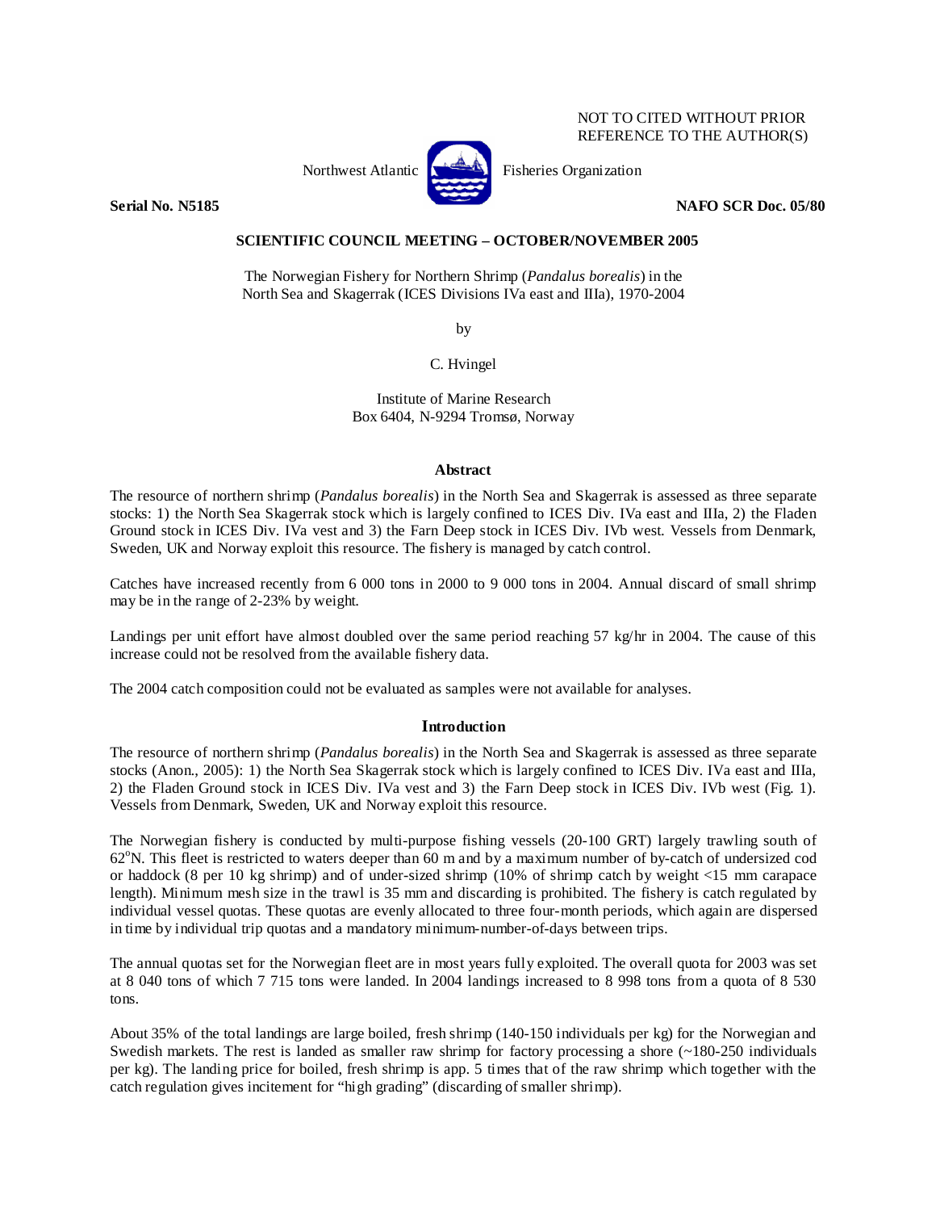NOT TO CITED WITHOUT PRIOR REFERENCE TO THE AUTHOR(S)

Northwest Atlantic Fisheries Organization

**Serial No. N5185** **NAFO SCR Doc. 05/80**

**SCIENTIFIC COUNCIL MEETING – OCTOBER/NOVEMBER 2005**

The Norwegian Fishery for Northern Shrimp (*Pandalus borealis*) in the North Sea and Skagerrak (ICES Divisions IVa east and IIIa), 1970-2004

by

C. Hvingel

Institute of Marine Research
Box 6404, N-9294 Tromsø, Norway

## Abstract

The resource of northern shrimp (*Pandalus borealis*) in the North Sea and Skagerrak is assessed as three separate stocks: 1) the North Sea Skagerrak stock which is largely confined to ICES Div. IVa east and IIIa, 2) the Fladen Ground stock in ICES Div. IVa vest and 3) the Farn Deep stock in ICES Div. IVb west. Vessels from Denmark, Sweden, UK and Norway exploit this resource. The fishery is managed by catch control.

Catches have increased recently from 6 000 tons in 2000 to 9 000 tons in 2004. Annual discard of small shrimp may be in the range of 2-23% by weight.

Landings per unit effort have almost doubled over the same period reaching 57 kg/hr in 2004. The cause of this increase could not be resolved from the available fishery data.

The 2004 catch composition could not be evaluated as samples were not available for analyses.

## Introduction

The resource of northern shrimp (*Pandalus borealis*) in the North Sea and Skagerrak is assessed as three separate stocks (Anon., 2005): 1) the North Sea Skagerrak stock which is largely confined to ICES Div. IVa east and IIIa, 2) the Fladen Ground stock in ICES Div. IVa vest and 3) the Farn Deep stock in ICES Div. IVb west (Fig. 1). Vessels from Denmark, Sweden, UK and Norway exploit this resource.

The Norwegian fishery is conducted by multi-purpose fishing vessels (20-100 GRT) largely trawling south of 62°N. This fleet is restricted to waters deeper than 60 m and by a maximum number of by-catch of undersized cod or haddock (8 per 10 kg shrimp) and of under-sized shrimp (10% of shrimp catch by weight <15 mm carapace length). Minimum mesh size in the trawl is 35 mm and discarding is prohibited. The fishery is catch regulated by individual vessel quotas. These quotas are evenly allocated to three four-month periods, which again are dispersed in time by individual trip quotas and a mandatory minimum-number-of-days between trips.

The annual quotas set for the Norwegian fleet are in most years fully exploited. The overall quota for 2003 was set at 8 040 tons of which 7 715 tons were landed. In 2004 landings increased to 8 998 tons from a quota of 8 530 tons.

About 35% of the total landings are large boiled, fresh shrimp (140-150 individuals per kg) for the Norwegian and Swedish markets. The rest is landed as smaller raw shrimp for factory processing a shore (~180-250 individuals per kg). The landing price for boiled, fresh shrimp is app. 5 times that of the raw shrimp which together with the catch regulation gives incitement for "high grading" (discarding of smaller shrimp).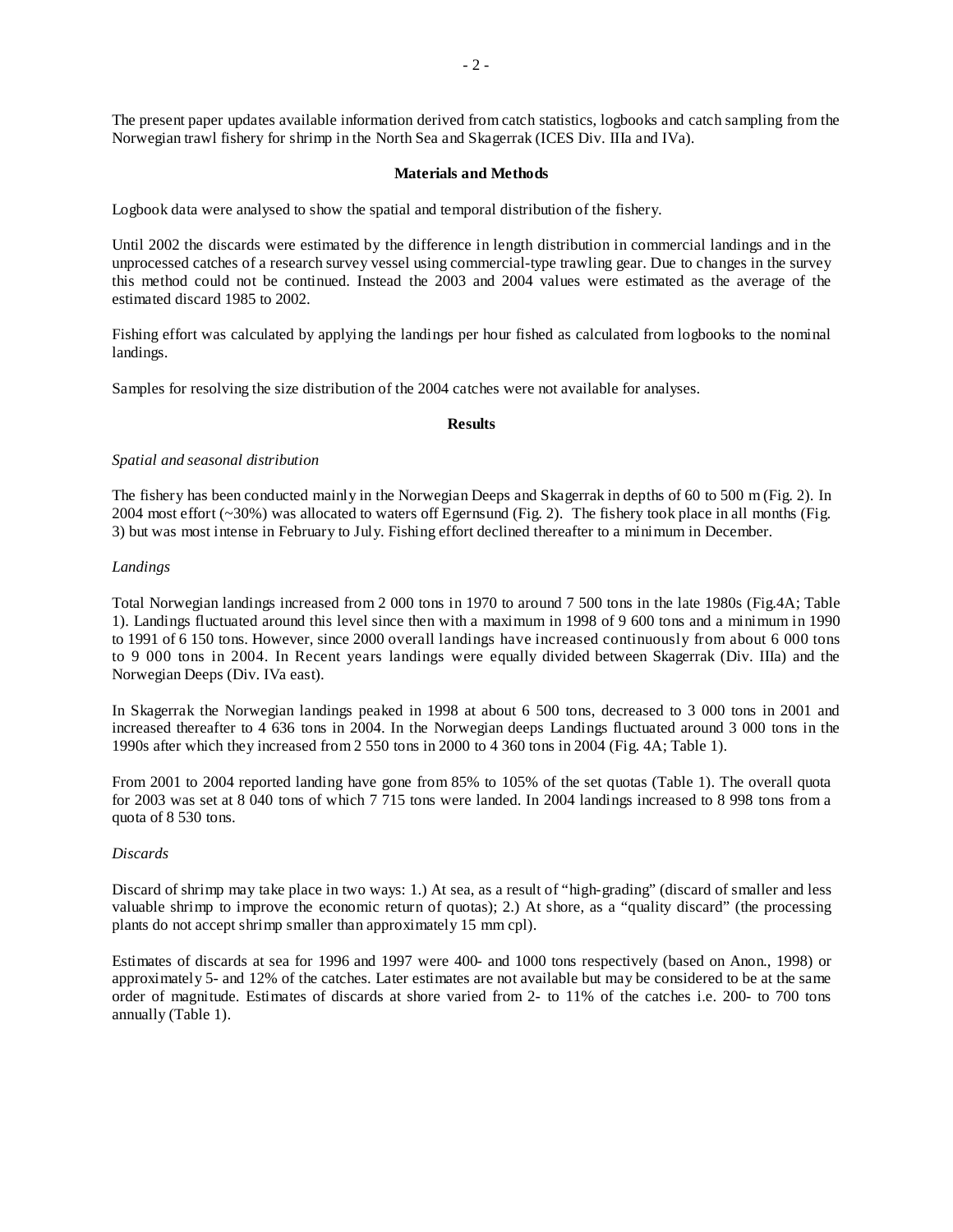The present paper updates available information derived from catch statistics, logbooks and catch sampling from the Norwegian trawl fishery for shrimp in the North Sea and Skagerrak (ICES Div. IIIa and IVa).

## Materials and Methods

Logbook data were analysed to show the spatial and temporal distribution of the fishery.

Until 2002 the discards were estimated by the difference in length distribution in commercial landings and in the unprocessed catches of a research survey vessel using commercial-type trawling gear. Due to changes in the survey this method could not be continued. Instead the 2003 and 2004 values were estimated as the average of the estimated discard 1985 to 2002.

Fishing effort was calculated by applying the landings per hour fished as calculated from logbooks to the nominal landings.

Samples for resolving the size distribution of the 2004 catches were not available for analyses.

## Results

*Spatial and seasonal distribution*

The fishery has been conducted mainly in the Norwegian Deeps and Skagerrak in depths of 60 to 500 m (Fig. 2). In 2004 most effort (~30%) was allocated to waters off Egernsund (Fig. 2). The fishery took place in all months (Fig. 3) but was most intense in February to July. Fishing effort declined thereafter to a minimum in December.

*Landings*

Total Norwegian landings increased from 2 000 tons in 1970 to around 7 500 tons in the late 1980s (Fig.4A; Table 1). Landings fluctuated around this level since then with a maximum in 1998 of 9 600 tons and a minimum in 1990 to 1991 of 6 150 tons. However, since 2000 overall landings have increased continuously from about 6 000 tons to 9 000 tons in 2004. In Recent years landings were equally divided between Skagerrak (Div. IIIa) and the Norwegian Deeps (Div. IVa east).

In Skagerrak the Norwegian landings peaked in 1998 at about 6 500 tons, decreased to 3 000 tons in 2001 and increased thereafter to 4 636 tons in 2004. In the Norwegian deeps Landings fluctuated around 3 000 tons in the 1990s after which they increased from 2 550 tons in 2000 to 4 360 tons in 2004 (Fig. 4A; Table 1).

From 2001 to 2004 reported landing have gone from 85% to 105% of the set quotas (Table 1). The overall quota for 2003 was set at 8 040 tons of which 7 715 tons were landed. In 2004 landings increased to 8 998 tons from a quota of 8 530 tons.

*Discards*

Discard of shrimp may take place in two ways: 1.) At sea, as a result of "high-grading" (discard of smaller and less valuable shrimp to improve the economic return of quotas); 2.) At shore, as a "quality discard" (the processing plants do not accept shrimp smaller than approximately 15 mm cpl).

Estimates of discards at sea for 1996 and 1997 were 400- and 1000 tons respectively (based on Anon., 1998) or approximately 5- and 12% of the catches. Later estimates are not available but may be considered to be at the same order of magnitude. Estimates of discards at shore varied from 2- to 11% of the catches i.e. 200- to 700 tons annually (Table 1).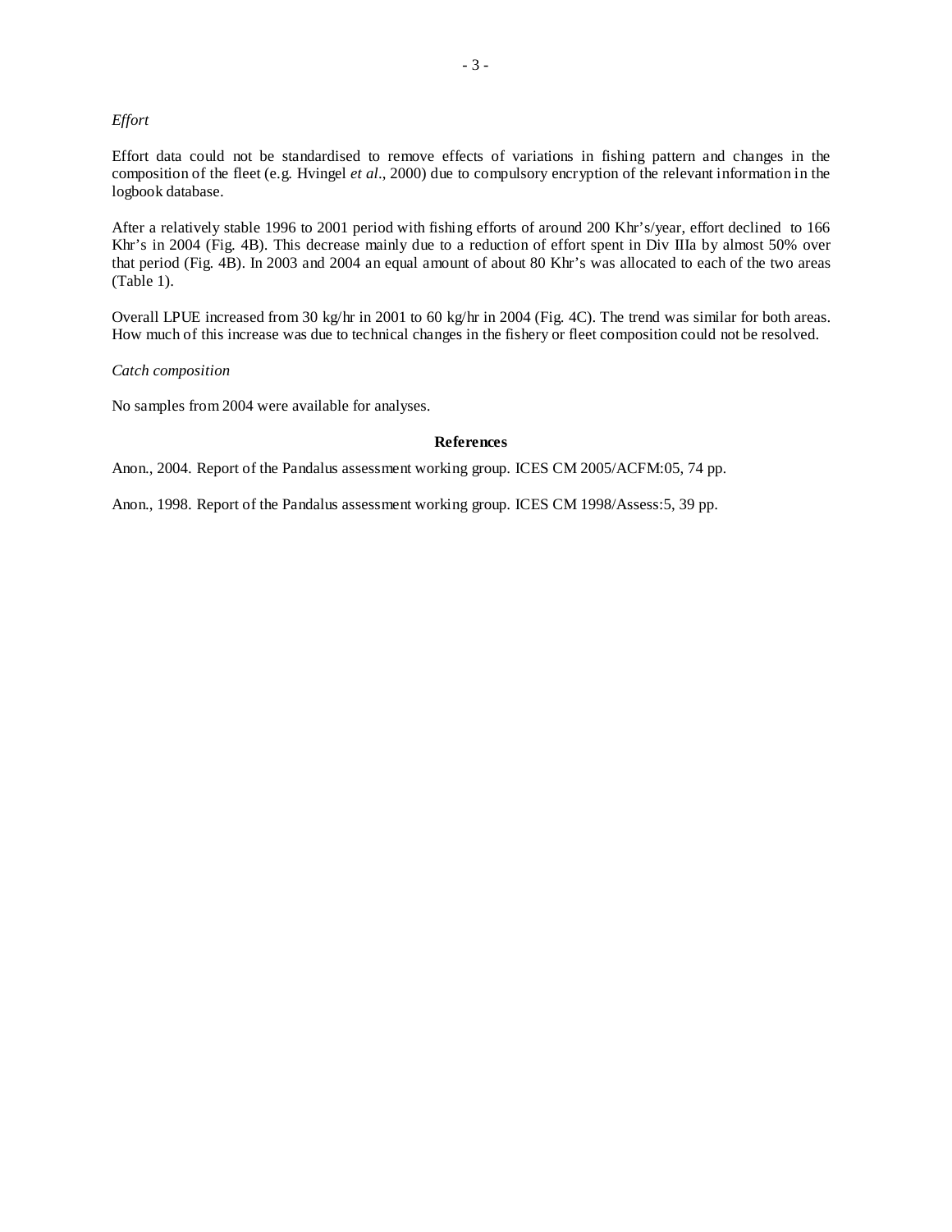*Effort*

Effort data could not be standardised to remove effects of variations in fishing pattern and changes in the composition of the fleet (e.g. Hvingel *et al*., 2000) due to compulsory encryption of the relevant information in the logbook database.

After a relatively stable 1996 to 2001 period with fishing efforts of around 200 Khr's/year, effort declined to 166 Khr's in 2004 (Fig. 4B). This decrease mainly due to a reduction of effort spent in Div IIIa by almost 50% over that period (Fig. 4B). In 2003 and 2004 an equal amount of about 80 Khr's was allocated to each of the two areas (Table 1).

Overall LPUE increased from 30 kg/hr in 2001 to 60 kg/hr in 2004 (Fig. 4C). The trend was similar for both areas. How much of this increase was due to technical changes in the fishery or fleet composition could not be resolved.

*Catch composition*

No samples from 2004 were available for analyses.

**References**

Anon., 2004. Report of the Pandalus assessment working group. ICES CM 2005/ACFM:05, 74 pp.

Anon., 1998. Report of the Pandalus assessment working group. ICES CM 1998/Assess:5, 39 pp.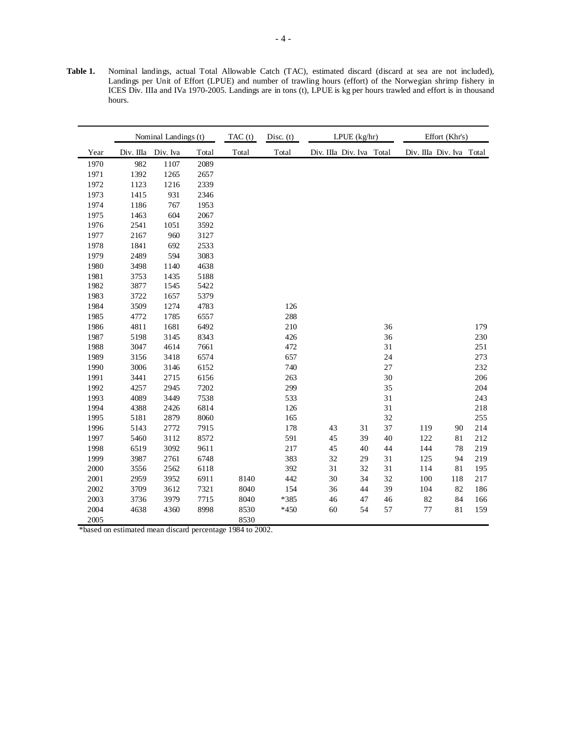**Table 1.** Nominal landings, actual Total Allowable Catch (TAC), estimated discard (discard at sea are not included), Landings per Unit of Effort (LPUE) and number of trawling hours (effort) of the Norwegian shrimp fishery in ICES Div. IIIa and IVa 1970-2005. Landings are in tons (t), LPUE is kg per hours trawled and effort is in thousand hours.

| | Nominal Landings (t) | | | TAC (t) | Disc. (t) | LPUE (kg/hr) | | | Effort (Khr's) | | |
|---|---|---|---|---|---|---|---|---|---|---|---|
| Year | Div. IIIa | Div. Iva | Total | Total | Total | Div. IIIa | Div. Iva | Total | Div. IIIa | Div. Iva | Total |
| 1970 | 982 | 1107 | 2089 | | | | | | | | |
| 1971 | 1392 | 1265 | 2657 | | | | | | | | |
| 1972 | 1123 | 1216 | 2339 | | | | | | | | |
| 1973 | 1415 | 931 | 2346 | | | | | | | | |
| 1974 | 1186 | 767 | 1953 | | | | | | | | |
| 1975 | 1463 | 604 | 2067 | | | | | | | | |
| 1976 | 2541 | 1051 | 3592 | | | | | | | | |
| 1977 | 2167 | 960 | 3127 | | | | | | | | |
| 1978 | 1841 | 692 | 2533 | | | | | | | | |
| 1979 | 2489 | 594 | 3083 | | | | | | | | |
| 1980 | 3498 | 1140 | 4638 | | | | | | | | |
| 1981 | 3753 | 1435 | 5188 | | | | | | | | |
| 1982 | 3877 | 1545 | 5422 | | | | | | | | |
| 1983 | 3722 | 1657 | 5379 | | | | | | | | |
| 1984 | 3509 | 1274 | 4783 | | 126 | | | | | | |
| 1985 | 4772 | 1785 | 6557 | | 288 | | | | | | |
| 1986 | 4811 | 1681 | 6492 | | 210 | | | 36 | | | 179 |
| 1987 | 5198 | 3145 | 8343 | | 426 | | | 36 | | | 230 |
| 1988 | 3047 | 4614 | 7661 | | 472 | | | 31 | | | 251 |
| 1989 | 3156 | 3418 | 6574 | | 657 | | | 24 | | | 273 |
| 1990 | 3006 | 3146 | 6152 | | 740 | | | 27 | | | 232 |
| 1991 | 3441 | 2715 | 6156 | | 263 | | | 30 | | | 206 |
| 1992 | 4257 | 2945 | 7202 | | 299 | | | 35 | | | 204 |
| 1993 | 4089 | 3449 | 7538 | | 533 | | | 31 | | | 243 |
| 1994 | 4388 | 2426 | 6814 | | 126 | | | 31 | | | 218 |
| 1995 | 5181 | 2879 | 8060 | | 165 | | | 32 | | | 255 |
| 1996 | 5143 | 2772 | 7915 | | 178 | 43 | 31 | 37 | 119 | 90 | 214 |
| 1997 | 5460 | 3112 | 8572 | | 591 | 45 | 39 | 40 | 122 | 81 | 212 |
| 1998 | 6519 | 3092 | 9611 | | 217 | 45 | 40 | 44 | 144 | 78 | 219 |
| 1999 | 3987 | 2761 | 6748 | | 383 | 32 | 29 | 31 | 125 | 94 | 219 |
| 2000 | 3556 | 2562 | 6118 | | 392 | 31 | 32 | 31 | 114 | 81 | 195 |
| 2001 | 2959 | 3952 | 6911 | 8140 | 442 | 30 | 34 | 32 | 100 | 118 | 217 |
| 2002 | 3709 | 3612 | 7321 | 8040 | 154 | 36 | 44 | 39 | 104 | 82 | 186 |
| 2003 | 3736 | 3979 | 7715 | 8040 | *385 | 46 | 47 | 46 | 82 | 84 | 166 |
| 2004 | 4638 | 4360 | 8998 | 8530 | *450 | 60 | 54 | 57 | 77 | 81 | 159 |
| 2005 | | | | 8530 | | | | | | | |

*based on estimated mean discard percentage 1984 to 2002.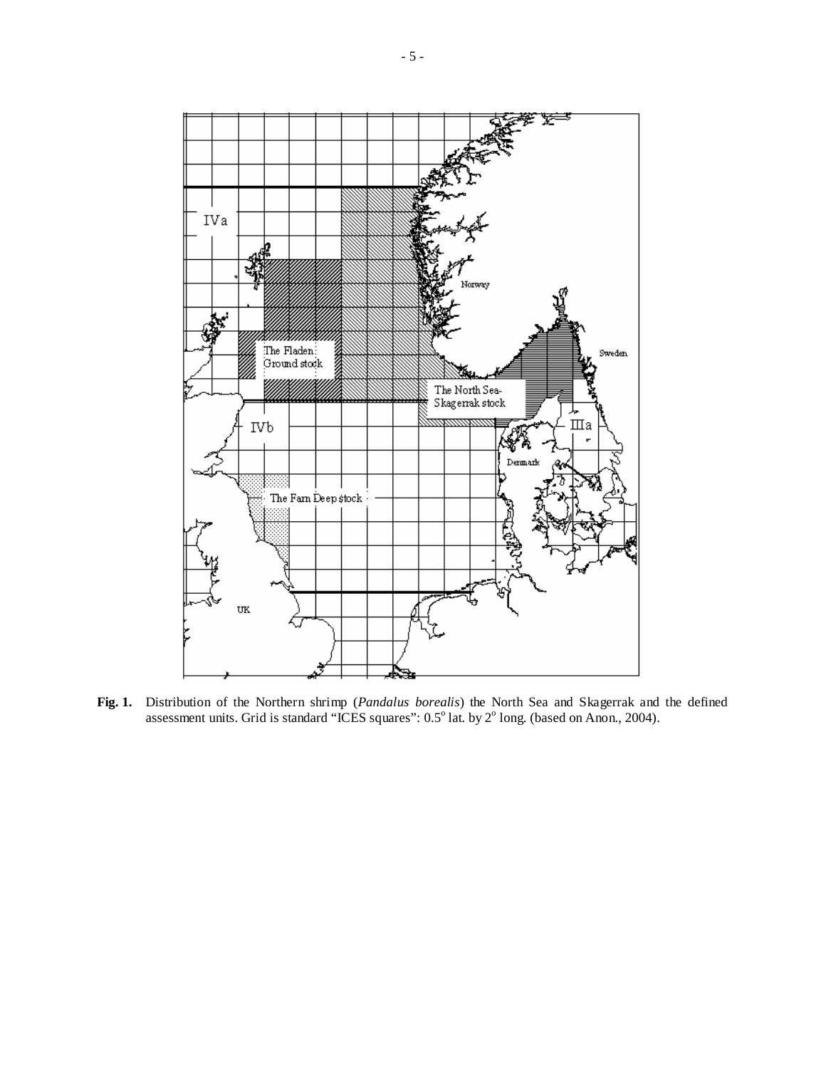IVa

Norway

Sweden

The Fladen Ground stock

The North Sea-Skagerrak stock

IVb

IIIa

Denmark

The Farn Deep stock

UK

**Fig. 1.** Distribution of the Northern shrimp (*Pandalus borealis*) the North Sea and Skagerrak and the defined assessment units. Grid is standard "ICES squares": 0.5° lat. by 2° long. (based on Anon., 2004).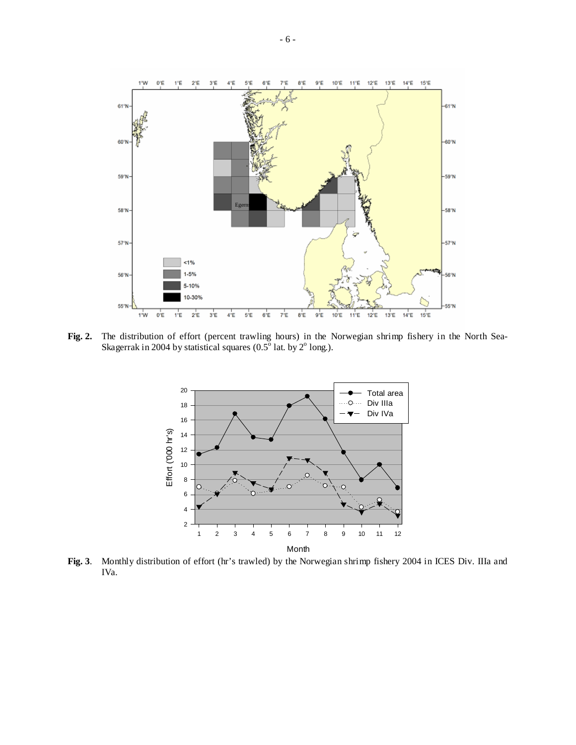1°W 0°E 1°E 2°E 3°E 4°E 5°E 6°E 7°E 8°E 9°E 10°E 11°E 12°E 13°E 14°E 15°E

61°N
60°N
59°N
58°N
57°N
56°N
55°N

Egersund

<1%
1-5%
5-10%
10-30%

**Fig. 2.** The distribution of effort (percent trawling hours) in the Norwegian shrimp fishery in the North Sea-Skagerrak in 2004 by statistical squares (0.5° lat. by 2° long.).

Effort ('000 hr's)

20
18
16
14
12
10
8
6
4
2

1 2 3 4 5 6 7 8 9 10 11 12

Month

Total area
Div IIIa
Div IVa

**Fig. 3**. Monthly distribution of effort (hr's trawled) by the Norwegian shrimp fishery 2004 in ICES Div. IIIa and IVa.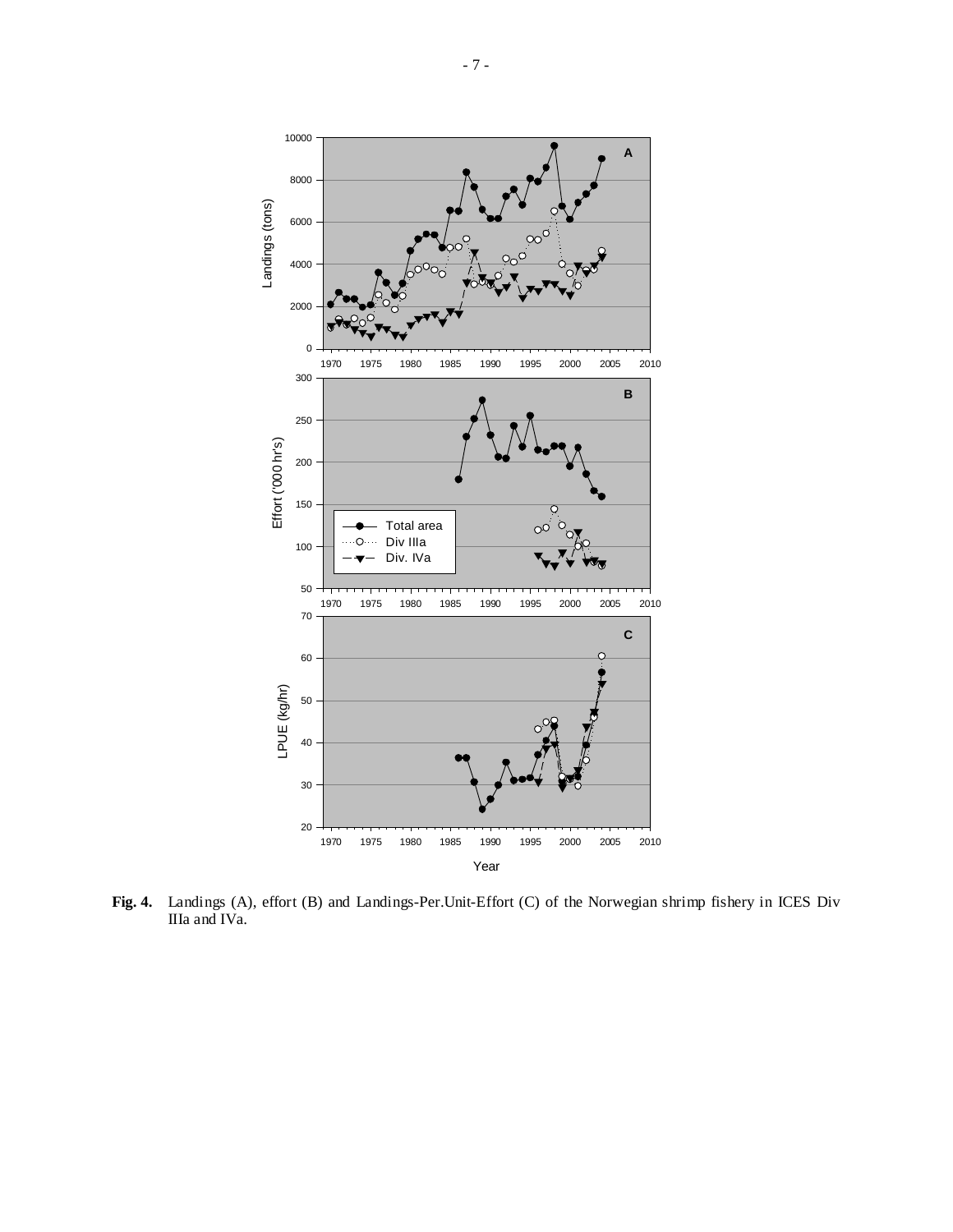A

Landings (tons)

10000
8000
6000
4000
2000
0

1970 1975 1980 1985 1990 1995 2000 2005 2010

B

Effort ('000 hr's)

300
250
200
150
100
50

Total area
Div IIIa
Div. IVa

1970 1975 1980 1985 1990 1995 2000 2005 2010

C

LPUE (kg/hr)

70
60
50
40
30
20

1970 1975 1980 1985 1990 1995 2000 2005 2010

Year

**Fig. 4.** Landings (A), effort (B) and Landings-Per.Unit-Effort (C) of the Norwegian shrimp fishery in ICES Div IIIa and IVa.